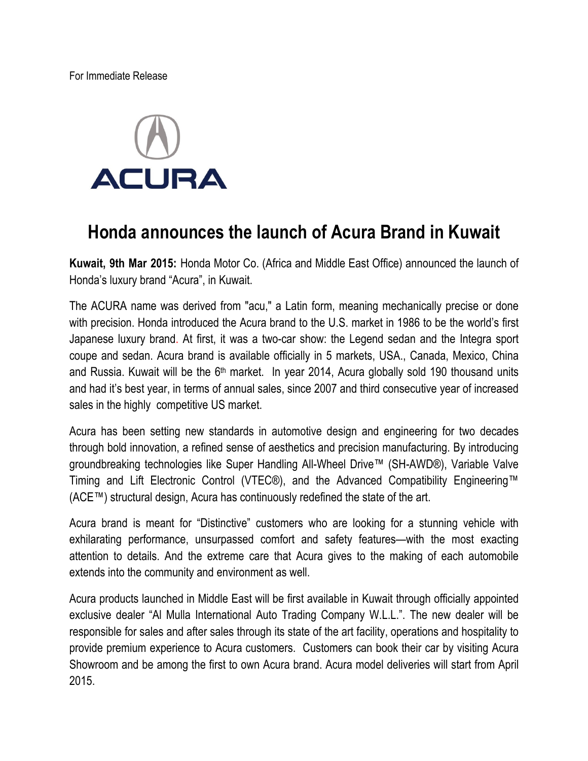For Immediate Release

ACURA

# Honda announces the launch of Acura Brand in Kuwait

**Kuwait, 9th Mar 2015:** Honda Motor Co. (Africa and Middle East Office) announced the launch of Honda's luxury brand "Acura", in Kuwait.

The ACURA name was derived from "acu," a Latin form, meaning mechanically precise or done with precision. Honda introduced the Acura brand to the U.S. market in 1986 to be the world's first Japanese luxury brand. At first, it was a two-car show: the Legend sedan and the Integra sport coupe and sedan. Acura brand is available officially in 5 markets, USA., Canada, Mexico, China and Russia. Kuwait will be the 6th market. In year 2014, Acura globally sold 190 thousand units and had it's best year, in terms of annual sales, since 2007 and third consecutive year of increased sales in the highly competitive US market.

Acura has been setting new standards in automotive design and engineering for two decades through bold innovation, a refined sense of aesthetics and precision manufacturing. By introducing groundbreaking technologies like Super Handling All-Wheel Drive™ (SH-AWD®), Variable Valve Timing and Lift Electronic Control (VTEC®), and the Advanced Compatibility Engineering™ (ACE™) structural design, Acura has continuously redefined the state of the art.

Acura brand is meant for "Distinctive" customers who are looking for a stunning vehicle with exhilarating performance, unsurpassed comfort and safety features—with the most exacting attention to details. And the extreme care that Acura gives to the making of each automobile extends into the community and environment as well.

Acura products launched in Middle East will be first available in Kuwait through officially appointed exclusive dealer "Al Mulla International Auto Trading Company W.L.L.". The new dealer will be responsible for sales and after sales through its state of the art facility, operations and hospitality to provide premium experience to Acura customers. Customers can book their car by visiting Acura Showroom and be among the first to own Acura brand. Acura model deliveries will start from April 2015.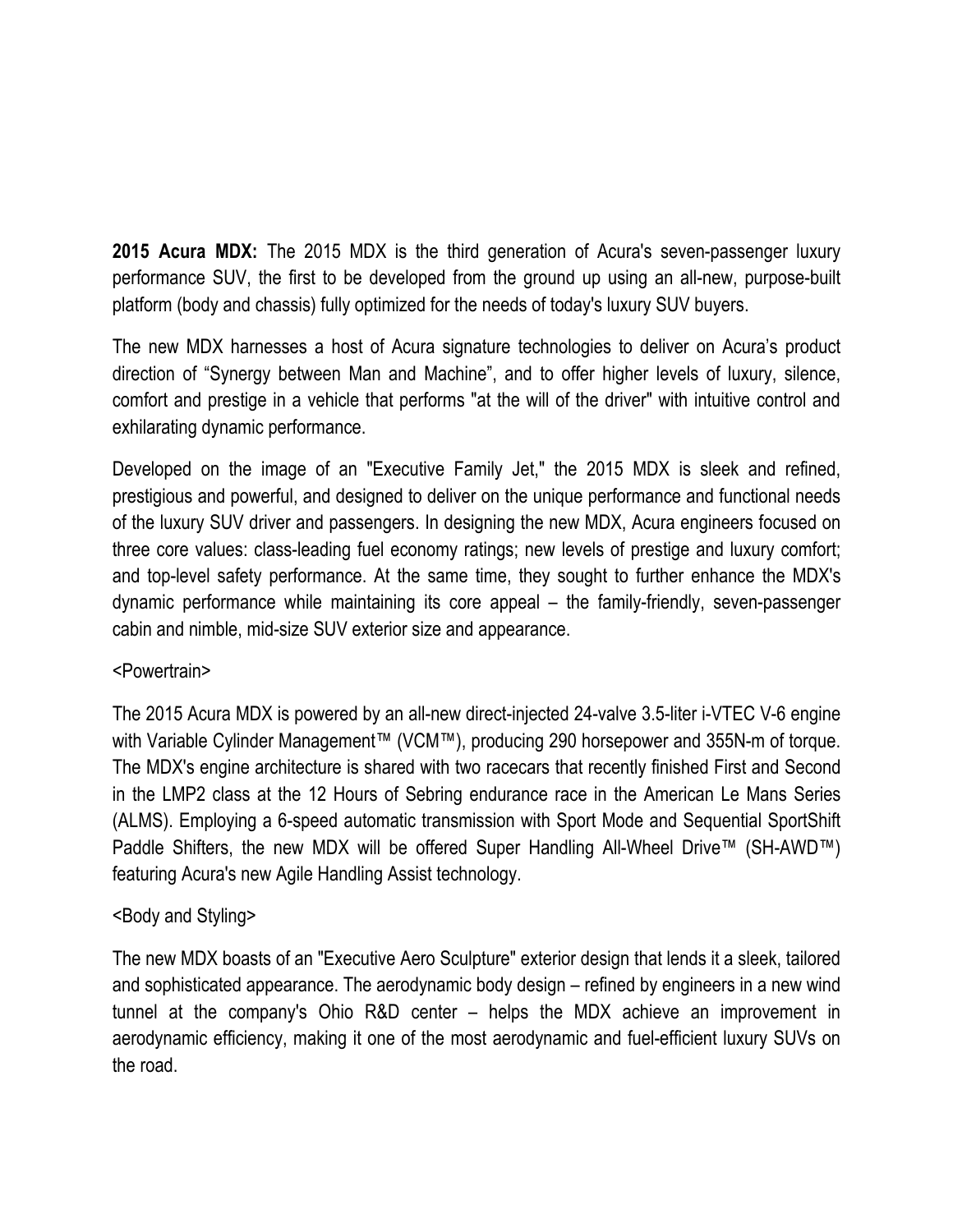**2015 Acura MDX:** The 2015 MDX is the third generation of Acura's seven-passenger luxury performance SUV, the first to be developed from the ground up using an all-new, purpose-built platform (body and chassis) fully optimized for the needs of today's luxury SUV buyers.

The new MDX harnesses a host of Acura signature technologies to deliver on Acura's product direction of "Synergy between Man and Machine", and to offer higher levels of luxury, silence, comfort and prestige in a vehicle that performs "at the will of the driver" with intuitive control and exhilarating dynamic performance.

Developed on the image of an "Executive Family Jet," the 2015 MDX is sleek and refined, prestigious and powerful, and designed to deliver on the unique performance and functional needs of the luxury SUV driver and passengers. In designing the new MDX, Acura engineers focused on three core values: class-leading fuel economy ratings; new levels of prestige and luxury comfort; and top-level safety performance. At the same time, they sought to further enhance the MDX's dynamic performance while maintaining its core appeal – the family-friendly, seven-passenger cabin and nimble, mid-size SUV exterior size and appearance.

<Powertrain>

The 2015 Acura MDX is powered by an all-new direct-injected 24-valve 3.5-liter i-VTEC V-6 engine with Variable Cylinder Management™ (VCM™), producing 290 horsepower and 355N-m of torque. The MDX's engine architecture is shared with two racecars that recently finished First and Second in the LMP2 class at the 12 Hours of Sebring endurance race in the American Le Mans Series (ALMS). Employing a 6-speed automatic transmission with Sport Mode and Sequential SportShift Paddle Shifters, the new MDX will be offered Super Handling All-Wheel Drive™ (SH-AWD™) featuring Acura's new Agile Handling Assist technology.

<Body and Styling>

The new MDX boasts of an "Executive Aero Sculpture" exterior design that lends it a sleek, tailored and sophisticated appearance. The aerodynamic body design – refined by engineers in a new wind tunnel at the company's Ohio R&D center – helps the MDX achieve an improvement in aerodynamic efficiency, making it one of the most aerodynamic and fuel-efficient luxury SUVs on the road.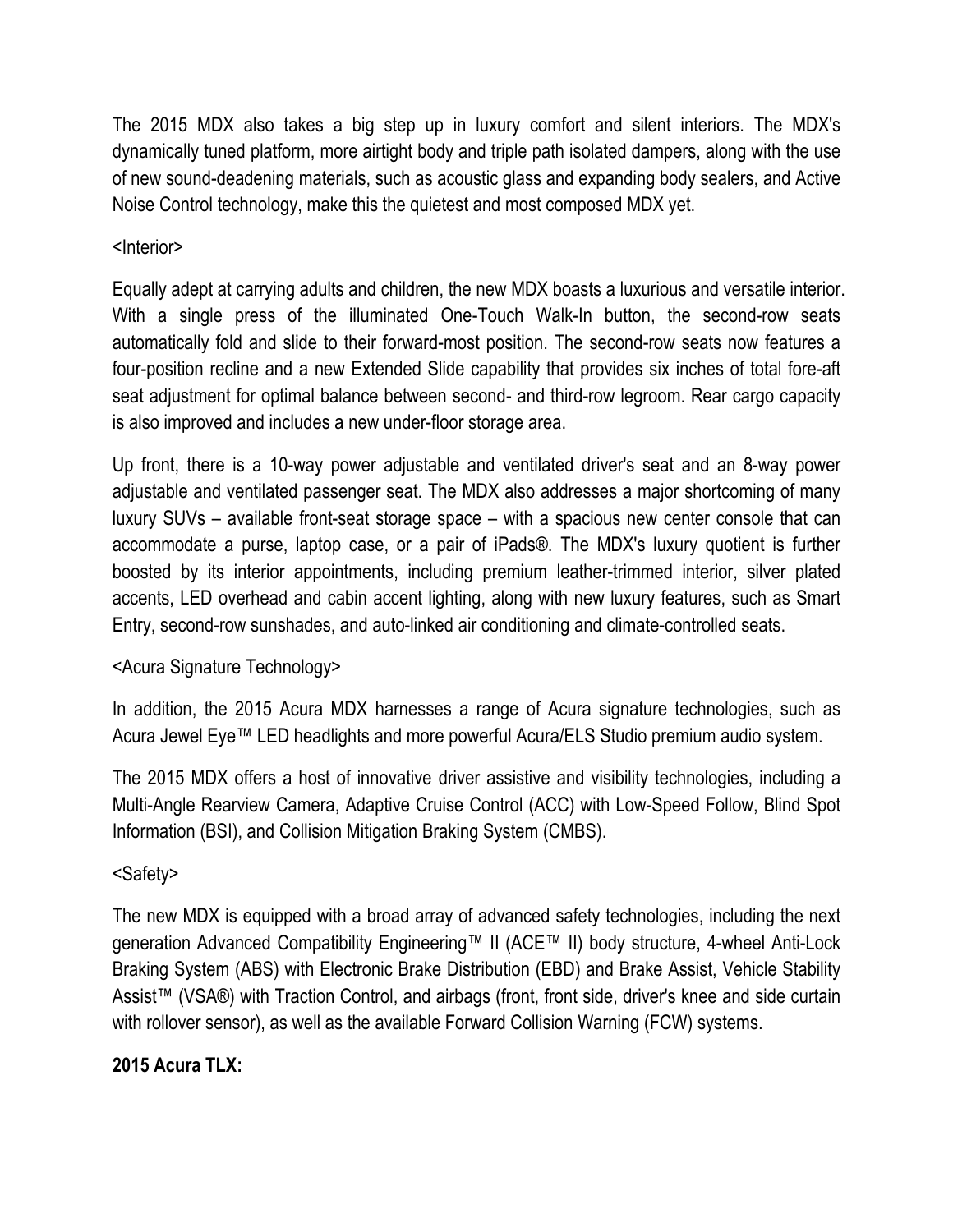The 2015 MDX also takes a big step up in luxury comfort and silent interiors. The MDX's dynamically tuned platform, more airtight body and triple path isolated dampers, along with the use of new sound-deadening materials, such as acoustic glass and expanding body sealers, and Active Noise Control technology, make this the quietest and most composed MDX yet.

<Interior>

Equally adept at carrying adults and children, the new MDX boasts a luxurious and versatile interior. With a single press of the illuminated One-Touch Walk-In button, the second-row seats automatically fold and slide to their forward-most position. The second-row seats now features a four-position recline and a new Extended Slide capability that provides six inches of total fore-aft seat adjustment for optimal balance between second- and third-row legroom. Rear cargo capacity is also improved and includes a new under-floor storage area.

Up front, there is a 10-way power adjustable and ventilated driver's seat and an 8-way power adjustable and ventilated passenger seat. The MDX also addresses a major shortcoming of many luxury SUVs – available front-seat storage space – with a spacious new center console that can accommodate a purse, laptop case, or a pair of iPads®. The MDX's luxury quotient is further boosted by its interior appointments, including premium leather-trimmed interior, silver plated accents, LED overhead and cabin accent lighting, along with new luxury features, such as Smart Entry, second-row sunshades, and auto-linked air conditioning and climate-controlled seats.

<Acura Signature Technology>

In addition, the 2015 Acura MDX harnesses a range of Acura signature technologies, such as Acura Jewel Eye™ LED headlights and more powerful Acura/ELS Studio premium audio system.

The 2015 MDX offers a host of innovative driver assistive and visibility technologies, including a Multi-Angle Rearview Camera, Adaptive Cruise Control (ACC) with Low-Speed Follow, Blind Spot Information (BSI), and Collision Mitigation Braking System (CMBS).

<Safety>

The new MDX is equipped with a broad array of advanced safety technologies, including the next generation Advanced Compatibility Engineering™ II (ACE™ II) body structure, 4-wheel Anti-Lock Braking System (ABS) with Electronic Brake Distribution (EBD) and Brake Assist, Vehicle Stability Assist™ (VSA®) with Traction Control, and airbags (front, front side, driver's knee and side curtain with rollover sensor), as well as the available Forward Collision Warning (FCW) systems.

**2015 Acura TLX:**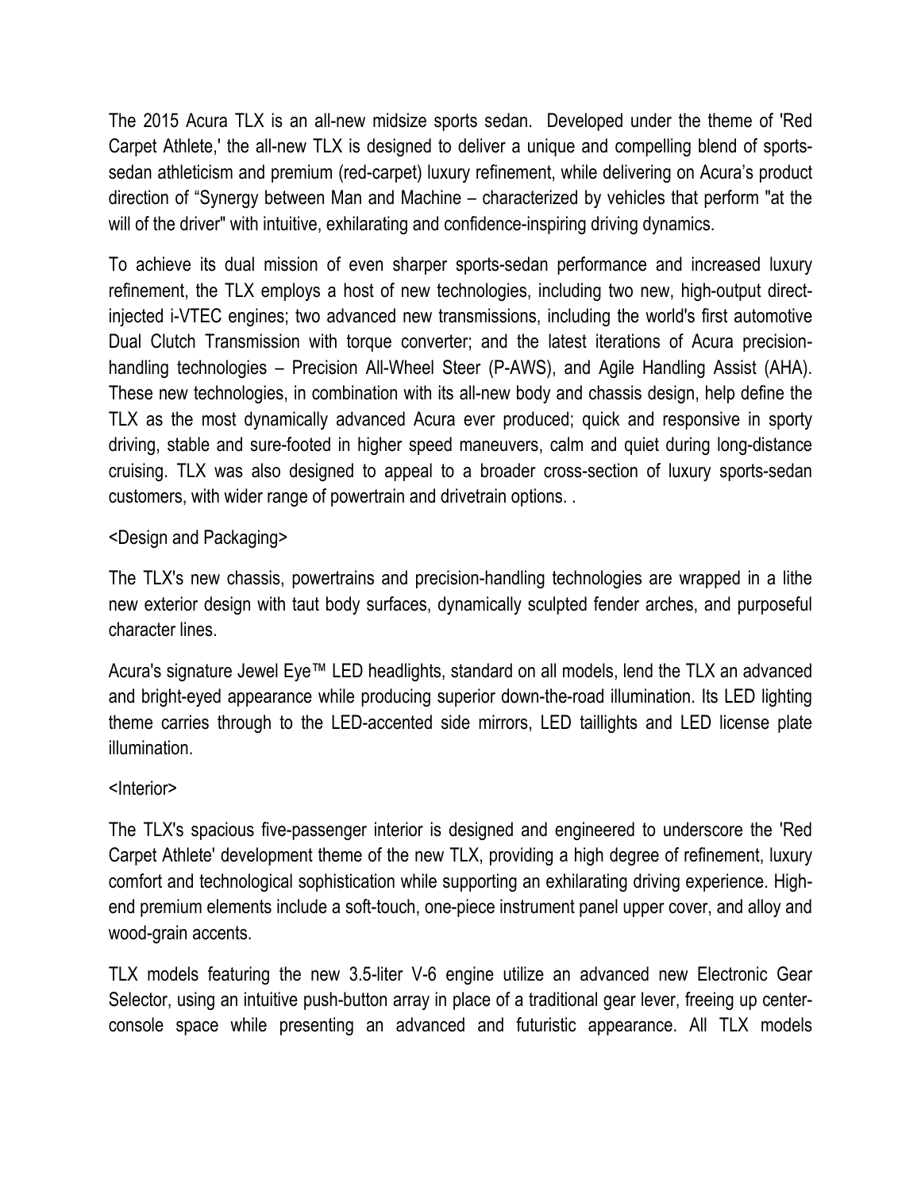The 2015 Acura TLX is an all-new midsize sports sedan.  Developed under the theme of 'Red Carpet Athlete,' the all-new TLX is designed to deliver a unique and compelling blend of sports-sedan athleticism and premium (red-carpet) luxury refinement, while delivering on Acura's product direction of "Synergy between Man and Machine – characterized by vehicles that perform "at the will of the driver" with intuitive, exhilarating and confidence-inspiring driving dynamics.

To achieve its dual mission of even sharper sports-sedan performance and increased luxury refinement, the TLX employs a host of new technologies, including two new, high-output direct-injected i-VTEC engines; two advanced new transmissions, including the world's first automotive Dual Clutch Transmission with torque converter; and the latest iterations of Acura precision-handling technologies – Precision All-Wheel Steer (P-AWS), and Agile Handling Assist (AHA). These new technologies, in combination with its all-new body and chassis design, help define the TLX as the most dynamically advanced Acura ever produced; quick and responsive in sporty driving, stable and sure-footed in higher speed maneuvers, calm and quiet during long-distance cruising. TLX was also designed to appeal to a broader cross-section of luxury sports-sedan customers, with wider range of powertrain and drivetrain options. .

<Design and Packaging>

The TLX's new chassis, powertrains and precision-handling technologies are wrapped in a lithe new exterior design with taut body surfaces, dynamically sculpted fender arches, and purposeful character lines.

Acura's signature Jewel Eye™ LED headlights, standard on all models, lend the TLX an advanced and bright-eyed appearance while producing superior down-the-road illumination. Its LED lighting theme carries through to the LED-accented side mirrors, LED taillights and LED license plate illumination.

<Interior>

The TLX's spacious five-passenger interior is designed and engineered to underscore the 'Red Carpet Athlete' development theme of the new TLX, providing a high degree of refinement, luxury comfort and technological sophistication while supporting an exhilarating driving experience. High-end premium elements include a soft-touch, one-piece instrument panel upper cover, and alloy and wood-grain accents.

TLX models featuring the new 3.5-liter V-6 engine utilize an advanced new Electronic Gear Selector, using an intuitive push-button array in place of a traditional gear lever, freeing up center-console space while presenting an advanced and futuristic appearance. All TLX models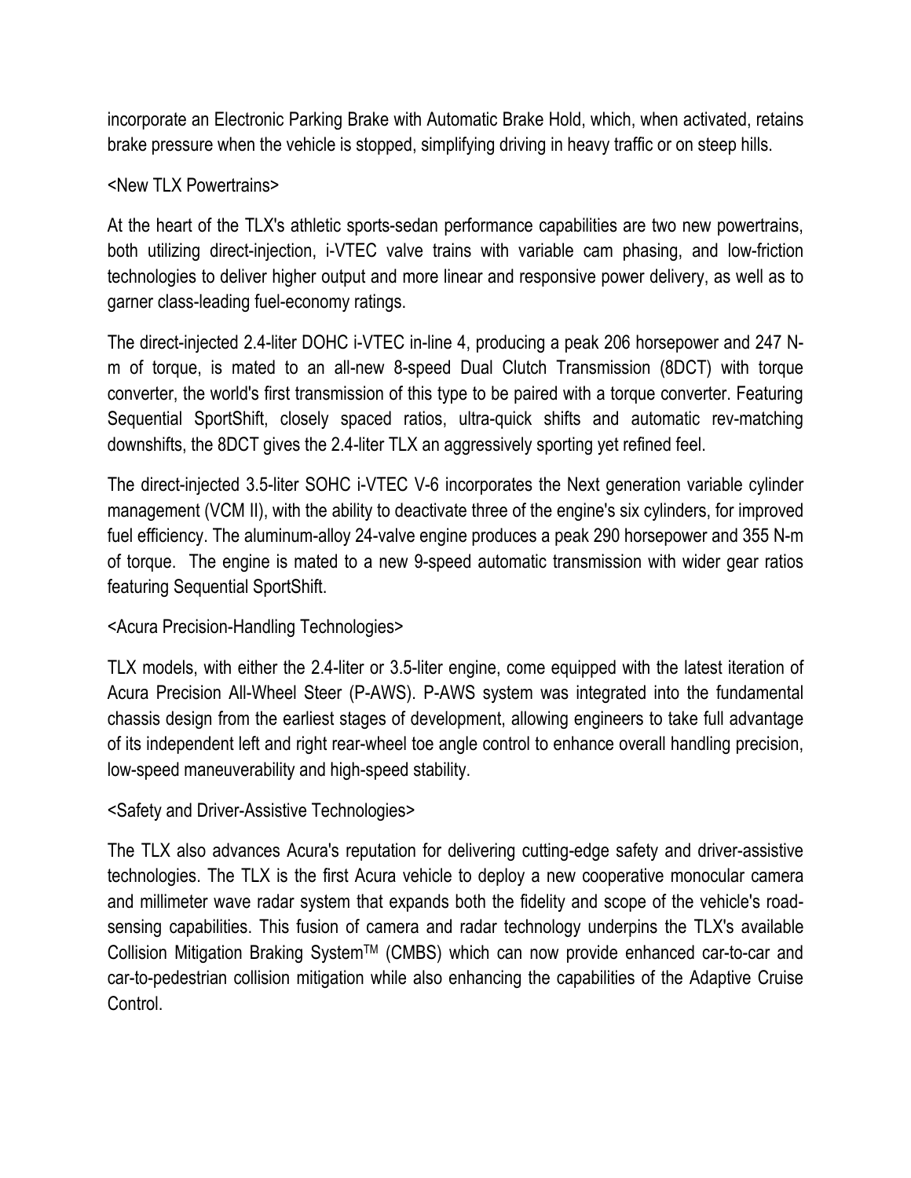incorporate an Electronic Parking Brake with Automatic Brake Hold, which, when activated, retains brake pressure when the vehicle is stopped, simplifying driving in heavy traffic or on steep hills.

<New TLX Powertrains>

At the heart of the TLX's athletic sports-sedan performance capabilities are two new powertrains, both utilizing direct-injection, i-VTEC valve trains with variable cam phasing, and low-friction technologies to deliver higher output and more linear and responsive power delivery, as well as to garner class-leading fuel-economy ratings.

The direct-injected 2.4-liter DOHC i-VTEC in-line 4, producing a peak 206 horsepower and 247 N-m of torque, is mated to an all-new 8-speed Dual Clutch Transmission (8DCT) with torque converter, the world's first transmission of this type to be paired with a torque converter. Featuring Sequential SportShift, closely spaced ratios, ultra-quick shifts and automatic rev-matching downshifts, the 8DCT gives the 2.4-liter TLX an aggressively sporting yet refined feel.

The direct-injected 3.5-liter SOHC i-VTEC V-6 incorporates the Next generation variable cylinder management (VCM II), with the ability to deactivate three of the engine's six cylinders, for improved fuel efficiency. The aluminum-alloy 24-valve engine produces a peak 290 horsepower and 355 N-m of torque. The engine is mated to a new 9-speed automatic transmission with wider gear ratios featuring Sequential SportShift.

<Acura Precision-Handling Technologies>

TLX models, with either the 2.4-liter or 3.5-liter engine, come equipped with the latest iteration of Acura Precision All-Wheel Steer (P-AWS). P-AWS system was integrated into the fundamental chassis design from the earliest stages of development, allowing engineers to take full advantage of its independent left and right rear-wheel toe angle control to enhance overall handling precision, low-speed maneuverability and high-speed stability.

<Safety and Driver-Assistive Technologies>

The TLX also advances Acura's reputation for delivering cutting-edge safety and driver-assistive technologies. The TLX is the first Acura vehicle to deploy a new cooperative monocular camera and millimeter wave radar system that expands both the fidelity and scope of the vehicle's road-sensing capabilities. This fusion of camera and radar technology underpins the TLX's available Collision Mitigation Braking System™ (CMBS) which can now provide enhanced car-to-car and car-to-pedestrian collision mitigation while also enhancing the capabilities of the Adaptive Cruise Control.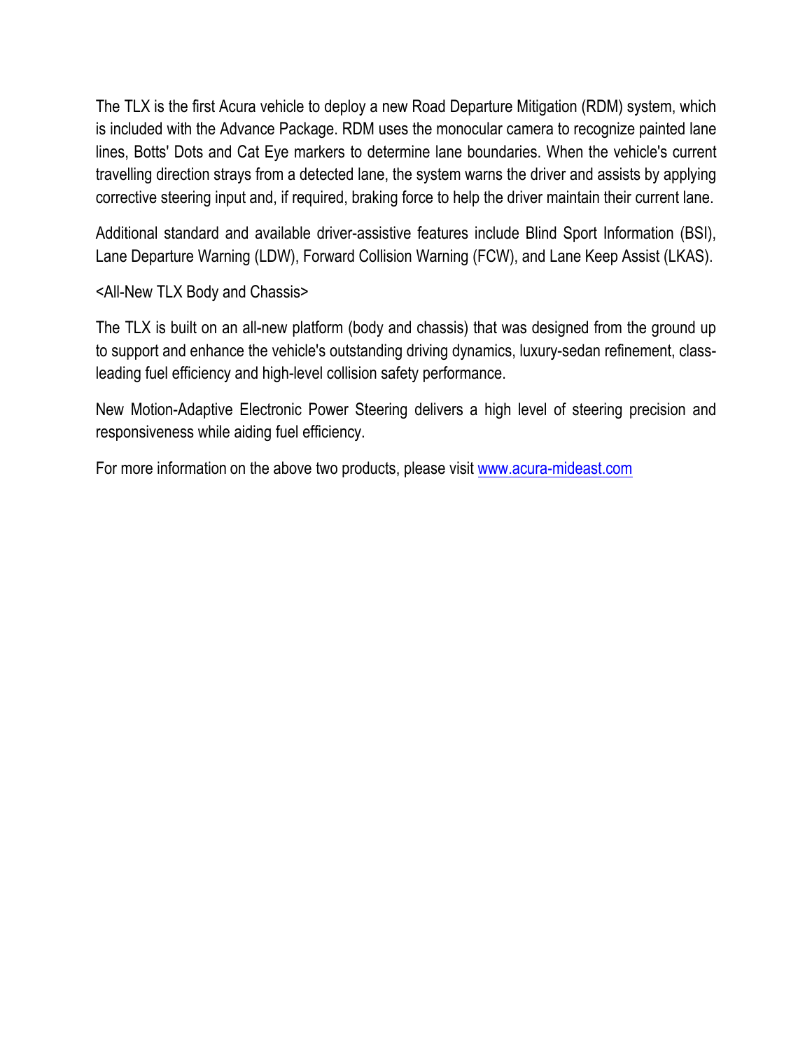The TLX is the first Acura vehicle to deploy a new Road Departure Mitigation (RDM) system, which is included with the Advance Package. RDM uses the monocular camera to recognize painted lane lines, Botts' Dots and Cat Eye markers to determine lane boundaries. When the vehicle's current travelling direction strays from a detected lane, the system warns the driver and assists by applying corrective steering input and, if required, braking force to help the driver maintain their current lane.

Additional standard and available driver-assistive features include Blind Sport Information (BSI), Lane Departure Warning (LDW), Forward Collision Warning (FCW), and Lane Keep Assist (LKAS).

<All-New TLX Body and Chassis>

The TLX is built on an all-new platform (body and chassis) that was designed from the ground up to support and enhance the vehicle's outstanding driving dynamics, luxury-sedan refinement, class-leading fuel efficiency and high-level collision safety performance.

New Motion-Adaptive Electronic Power Steering delivers a high level of steering precision and responsiveness while aiding fuel efficiency.

For more information on the above two products, please visit [www.acura-mideast.com](http://www.acura-mideast.com)